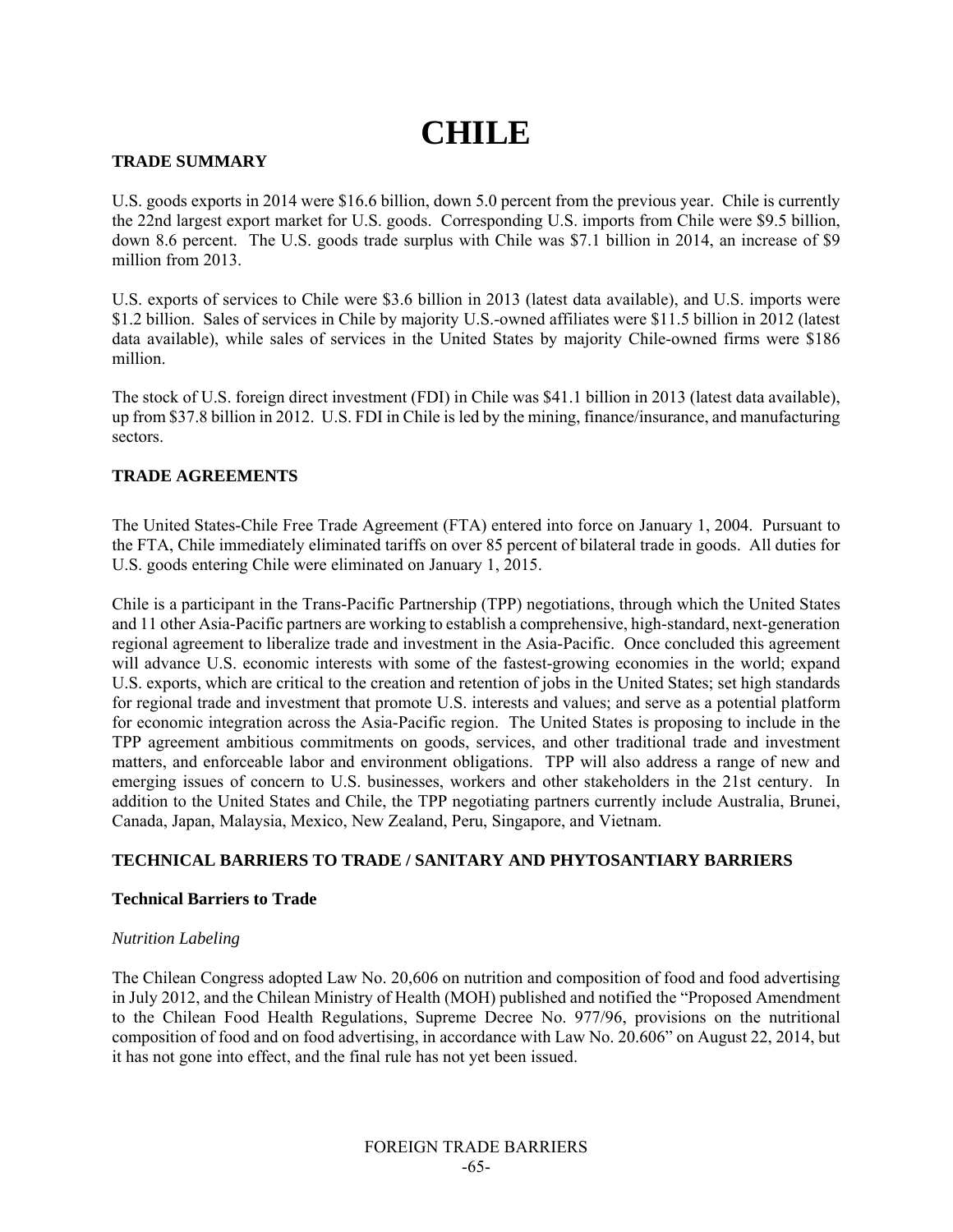# CHILE

## TRADE SUMMARY

U.S. goods exports in 2014 were $16.6 billion, down 5.0 percent from the previous year. Chile is currently the 22nd largest export market for U.S. goods. Corresponding U.S. imports from Chile were $9.5 billion, down 8.6 percent. The U.S. goods trade surplus with Chile was $7.1 billion in 2014, an increase of $9 million from 2013.

U.S. exports of services to Chile were $3.6 billion in 2013 (latest data available), and U.S. imports were $1.2 billion. Sales of services in Chile by majority U.S.-owned affiliates were $11.5 billion in 2012 (latest data available), while sales of services in the United States by majority Chile-owned firms were $186 million.

The stock of U.S. foreign direct investment (FDI) in Chile was $41.1 billion in 2013 (latest data available), up from $37.8 billion in 2012. U.S. FDI in Chile is led by the mining, finance/insurance, and manufacturing sectors.

## TRADE AGREEMENTS

The United States-Chile Free Trade Agreement (FTA) entered into force on January 1, 2004. Pursuant to the FTA, Chile immediately eliminated tariffs on over 85 percent of bilateral trade in goods. All duties for U.S. goods entering Chile were eliminated on January 1, 2015.

Chile is a participant in the Trans-Pacific Partnership (TPP) negotiations, through which the United States and 11 other Asia-Pacific partners are working to establish a comprehensive, high-standard, next-generation regional agreement to liberalize trade and investment in the Asia-Pacific. Once concluded this agreement will advance U.S. economic interests with some of the fastest-growing economies in the world; expand U.S. exports, which are critical to the creation and retention of jobs in the United States; set high standards for regional trade and investment that promote U.S. interests and values; and serve as a potential platform for economic integration across the Asia-Pacific region. The United States is proposing to include in the TPP agreement ambitious commitments on goods, services, and other traditional trade and investment matters, and enforceable labor and environment obligations. TPP will also address a range of new and emerging issues of concern to U.S. businesses, workers and other stakeholders in the 21st century. In addition to the United States and Chile, the TPP negotiating partners currently include Australia, Brunei, Canada, Japan, Malaysia, Mexico, New Zealand, Peru, Singapore, and Vietnam.

## TECHNICAL BARRIERS TO TRADE / SANITARY AND PHYTOSANTIARY BARRIERS

### Technical Barriers to Trade

*Nutrition Labeling*

The Chilean Congress adopted Law No. 20,606 on nutrition and composition of food and food advertising in July 2012, and the Chilean Ministry of Health (MOH) published and notified the "Proposed Amendment to the Chilean Food Health Regulations, Supreme Decree No. 977/96, provisions on the nutritional composition of food and on food advertising, in accordance with Law No. 20.606" on August 22, 2014, but it has not gone into effect, and the final rule has not yet been issued.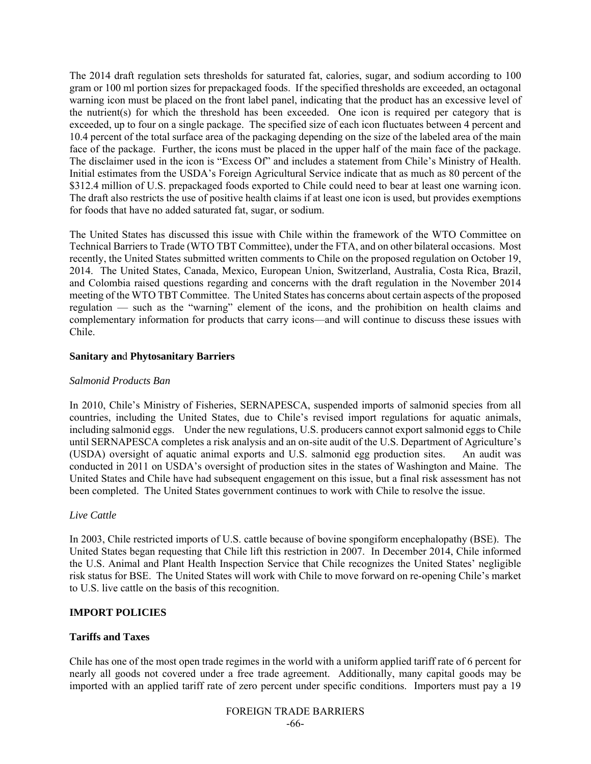The 2014 draft regulation sets thresholds for saturated fat, calories, sugar, and sodium according to 100 gram or 100 ml portion sizes for prepackaged foods. If the specified thresholds are exceeded, an octagonal warning icon must be placed on the front label panel, indicating that the product has an excessive level of the nutrient(s) for which the threshold has been exceeded. One icon is required per category that is exceeded, up to four on a single package. The specified size of each icon fluctuates between 4 percent and 10.4 percent of the total surface area of the packaging depending on the size of the labeled area of the main face of the package. Further, the icons must be placed in the upper half of the main face of the package. The disclaimer used in the icon is "Excess Of" and includes a statement from Chile's Ministry of Health. Initial estimates from the USDA's Foreign Agricultural Service indicate that as much as 80 percent of the $312.4 million of U.S. prepackaged foods exported to Chile could need to bear at least one warning icon. The draft also restricts the use of positive health claims if at least one icon is used, but provides exemptions for foods that have no added saturated fat, sugar, or sodium.

The United States has discussed this issue with Chile within the framework of the WTO Committee on Technical Barriers to Trade (WTO TBT Committee), under the FTA, and on other bilateral occasions. Most recently, the United States submitted written comments to Chile on the proposed regulation on October 19, 2014. The United States, Canada, Mexico, European Union, Switzerland, Australia, Costa Rica, Brazil, and Colombia raised questions regarding and concerns with the draft regulation in the November 2014 meeting of the WTO TBT Committee. The United States has concerns about certain aspects of the proposed regulation — such as the "warning" element of the icons, and the prohibition on health claims and complementary information for products that carry icons—and will continue to discuss these issues with Chile.

**Sanitary and Phytosanitary Barriers**

*Salmonid Products Ban*

In 2010, Chile's Ministry of Fisheries, SERNAPESCA, suspended imports of salmonid species from all countries, including the United States, due to Chile's revised import regulations for aquatic animals, including salmonid eggs. Under the new regulations, U.S. producers cannot export salmonid eggs to Chile until SERNAPESCA completes a risk analysis and an on-site audit of the U.S. Department of Agriculture's (USDA) oversight of aquatic animal exports and U.S. salmonid egg production sites. An audit was conducted in 2011 on USDA's oversight of production sites in the states of Washington and Maine. The United States and Chile have had subsequent engagement on this issue, but a final risk assessment has not been completed. The United States government continues to work with Chile to resolve the issue.

*Live Cattle*

In 2003, Chile restricted imports of U.S. cattle because of bovine spongiform encephalopathy (BSE). The United States began requesting that Chile lift this restriction in 2007. In December 2014, Chile informed the U.S. Animal and Plant Health Inspection Service that Chile recognizes the United States' negligible risk status for BSE. The United States will work with Chile to move forward on re-opening Chile's market to U.S. live cattle on the basis of this recognition.

**IMPORT POLICIES**

**Tariffs and Taxes**

Chile has one of the most open trade regimes in the world with a uniform applied tariff rate of 6 percent for nearly all goods not covered under a free trade agreement. Additionally, many capital goods may be imported with an applied tariff rate of zero percent under specific conditions. Importers must pay a 19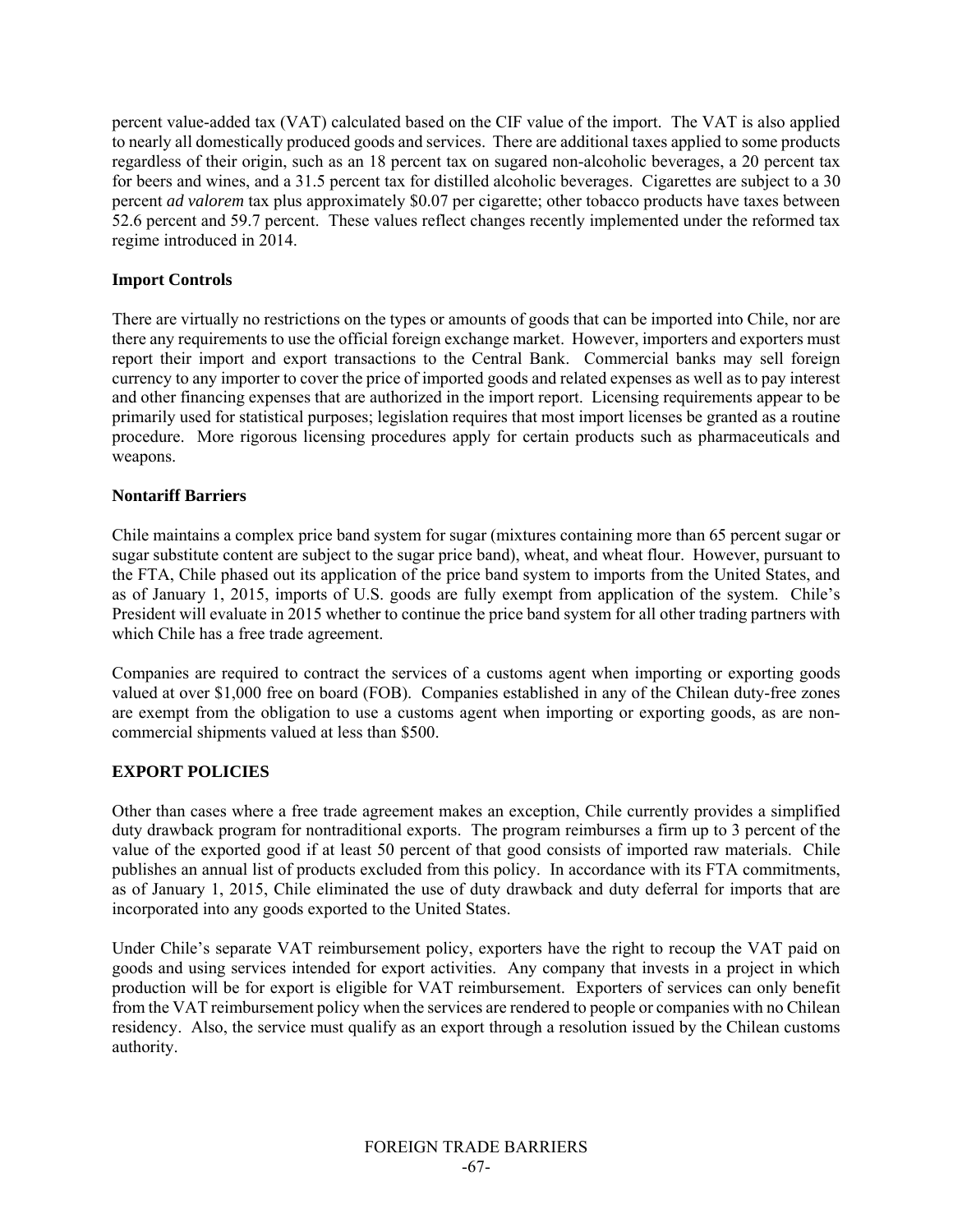percent value-added tax (VAT) calculated based on the CIF value of the import. The VAT is also applied to nearly all domestically produced goods and services. There are additional taxes applied to some products regardless of their origin, such as an 18 percent tax on sugared non-alcoholic beverages, a 20 percent tax for beers and wines, and a 31.5 percent tax for distilled alcoholic beverages. Cigarettes are subject to a 30 percent *ad valorem* tax plus approximately $0.07 per cigarette; other tobacco products have taxes between 52.6 percent and 59.7 percent. These values reflect changes recently implemented under the reformed tax regime introduced in 2014.

**Import Controls**

There are virtually no restrictions on the types or amounts of goods that can be imported into Chile, nor are there any requirements to use the official foreign exchange market. However, importers and exporters must report their import and export transactions to the Central Bank. Commercial banks may sell foreign currency to any importer to cover the price of imported goods and related expenses as well as to pay interest and other financing expenses that are authorized in the import report. Licensing requirements appear to be primarily used for statistical purposes; legislation requires that most import licenses be granted as a routine procedure. More rigorous licensing procedures apply for certain products such as pharmaceuticals and weapons.

**Nontariff Barriers**

Chile maintains a complex price band system for sugar (mixtures containing more than 65 percent sugar or sugar substitute content are subject to the sugar price band), wheat, and wheat flour. However, pursuant to the FTA, Chile phased out its application of the price band system to imports from the United States, and as of January 1, 2015, imports of U.S. goods are fully exempt from application of the system. Chile's President will evaluate in 2015 whether to continue the price band system for all other trading partners with which Chile has a free trade agreement.

Companies are required to contract the services of a customs agent when importing or exporting goods valued at over $1,000 free on board (FOB). Companies established in any of the Chilean duty-free zones are exempt from the obligation to use a customs agent when importing or exporting goods, as are non-commercial shipments valued at less than $500.

## EXPORT POLICIES

Other than cases where a free trade agreement makes an exception, Chile currently provides a simplified duty drawback program for nontraditional exports. The program reimburses a firm up to 3 percent of the value of the exported good if at least 50 percent of that good consists of imported raw materials. Chile publishes an annual list of products excluded from this policy. In accordance with its FTA commitments, as of January 1, 2015, Chile eliminated the use of duty drawback and duty deferral for imports that are incorporated into any goods exported to the United States.

Under Chile's separate VAT reimbursement policy, exporters have the right to recoup the VAT paid on goods and using services intended for export activities. Any company that invests in a project in which production will be for export is eligible for VAT reimbursement. Exporters of services can only benefit from the VAT reimbursement policy when the services are rendered to people or companies with no Chilean residency. Also, the service must qualify as an export through a resolution issued by the Chilean customs authority.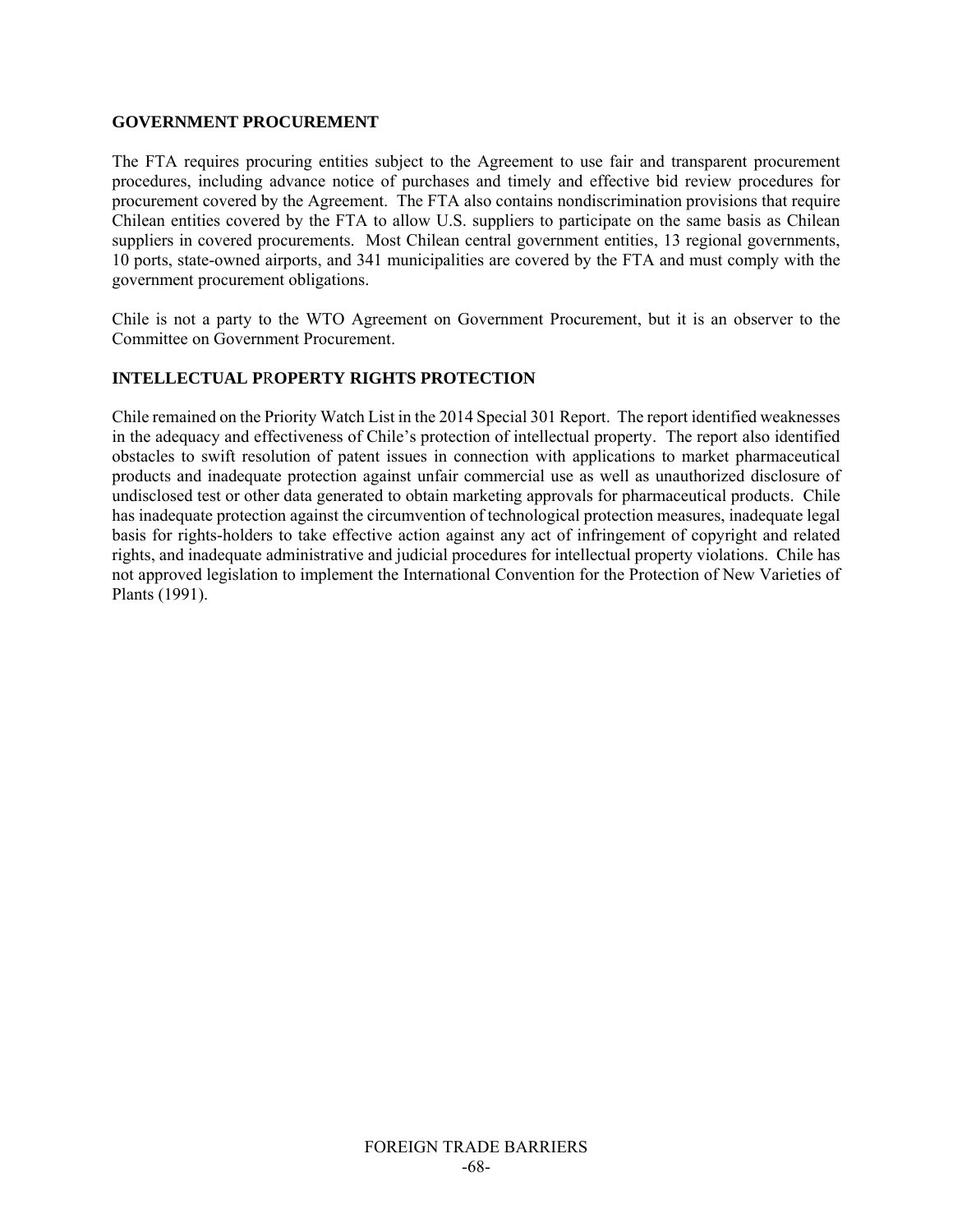## GOVERNMENT PROCUREMENT

The FTA requires procuring entities subject to the Agreement to use fair and transparent procurement procedures, including advance notice of purchases and timely and effective bid review procedures for procurement covered by the Agreement. The FTA also contains nondiscrimination provisions that require Chilean entities covered by the FTA to allow U.S. suppliers to participate on the same basis as Chilean suppliers in covered procurements. Most Chilean central government entities, 13 regional governments, 10 ports, state-owned airports, and 341 municipalities are covered by the FTA and must comply with the government procurement obligations.

Chile is not a party to the WTO Agreement on Government Procurement, but it is an observer to the Committee on Government Procurement.

## INTELLECTUAL PROPERTY RIGHTS PROTECTION

Chile remained on the Priority Watch List in the 2014 Special 301 Report. The report identified weaknesses in the adequacy and effectiveness of Chile's protection of intellectual property. The report also identified obstacles to swift resolution of patent issues in connection with applications to market pharmaceutical products and inadequate protection against unfair commercial use as well as unauthorized disclosure of undisclosed test or other data generated to obtain marketing approvals for pharmaceutical products. Chile has inadequate protection against the circumvention of technological protection measures, inadequate legal basis for rights-holders to take effective action against any act of infringement of copyright and related rights, and inadequate administrative and judicial procedures for intellectual property violations. Chile has not approved legislation to implement the International Convention for the Protection of New Varieties of Plants (1991).